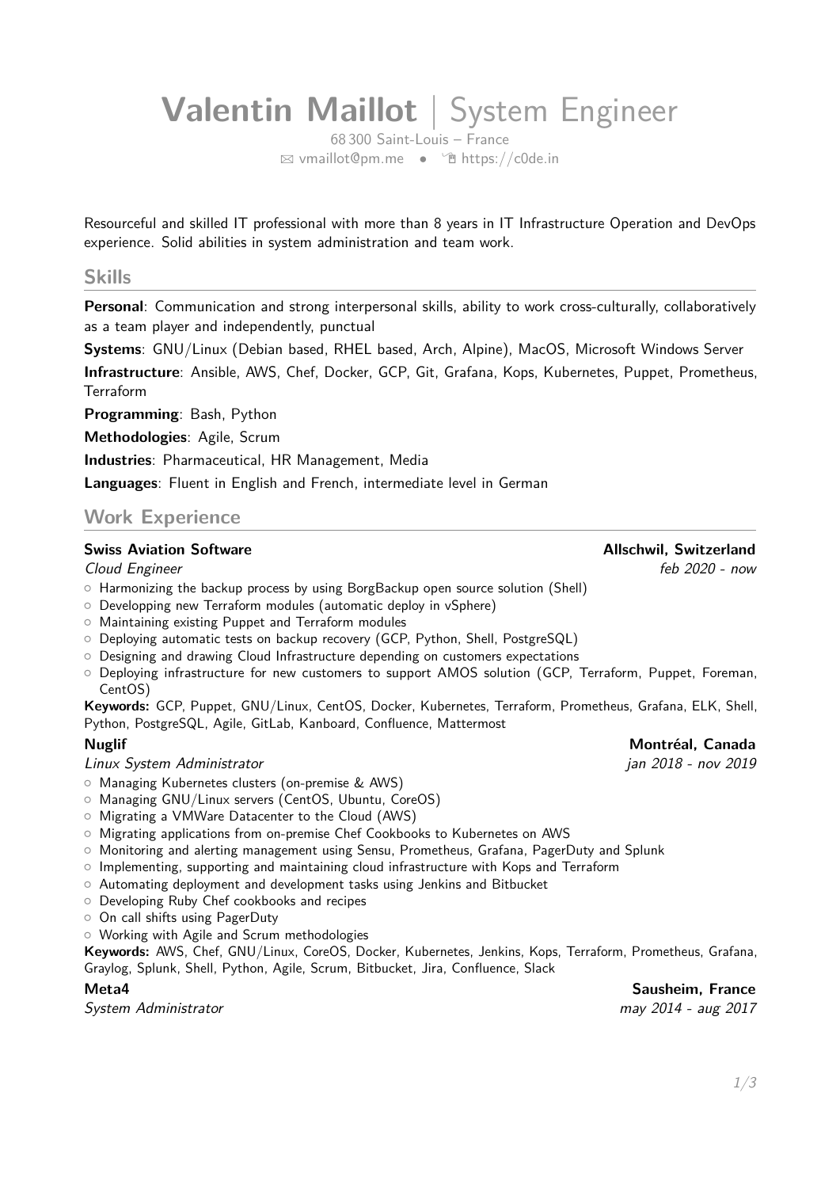# **Valentin Maillot** | System Engineer

68 300 Saint-Louis – France
✉ vmaillot@pm.me • 🖱 https://c0de.in

Resourceful and skilled IT professional with more than 8 years in IT Infrastructure Operation and DevOps experience. Solid abilities in system administration and team work.

## Skills

**Personal**: Communication and strong interpersonal skills, ability to work cross-culturally, collaboratively as a team player and independently, punctual

**Systems**: GNU/Linux (Debian based, RHEL based, Arch, Alpine), MacOS, Microsoft Windows Server

**Infrastructure**: Ansible, AWS, Chef, Docker, GCP, Git, Grafana, Kops, Kubernetes, Puppet, Prometheus, Terraform

**Programming**: Bash, Python

**Methodologies**: Agile, Scrum

**Industries**: Pharmaceutical, HR Management, Media

**Languages**: Fluent in English and French, intermediate level in German

## Work Experience

**Swiss Aviation Software** — **Allschwil, Switzerland**
*Cloud Engineer* — *feb 2020 - now*

- Harmonizing the backup process by using BorgBackup open source solution (Shell)
- Developping new Terraform modules (automatic deploy in vSphere)
- Maintaining existing Puppet and Terraform modules
- Deploying automatic tests on backup recovery (GCP, Python, Shell, PostgreSQL)
- Designing and drawing Cloud Infrastructure depending on customers expectations
- Deploying infrastructure for new customers to support AMOS solution (GCP, Terraform, Puppet, Foreman, CentOS)

**Keywords:** GCP, Puppet, GNU/Linux, CentOS, Docker, Kubernetes, Terraform, Prometheus, Grafana, ELK, Shell, Python, PostgreSQL, Agile, GitLab, Kanboard, Confluence, Mattermost

**Nuglif** — **Montréal, Canada**
*Linux System Administrator* — *jan 2018 - nov 2019*

- Managing Kubernetes clusters (on-premise & AWS)
- Managing GNU/Linux servers (CentOS, Ubuntu, CoreOS)
- Migrating a VMWare Datacenter to the Cloud (AWS)
- Migrating applications from on-premise Chef Cookbooks to Kubernetes on AWS
- Monitoring and alerting management using Sensu, Prometheus, Grafana, PagerDuty and Splunk
- Implementing, supporting and maintaining cloud infrastructure with Kops and Terraform
- Automating deployment and development tasks using Jenkins and Bitbucket
- Developing Ruby Chef cookbooks and recipes
- On call shifts using PagerDuty
- Working with Agile and Scrum methodologies

**Keywords:** AWS, Chef, GNU/Linux, CoreOS, Docker, Kubernetes, Jenkins, Kops, Terraform, Prometheus, Grafana, Graylog, Splunk, Shell, Python, Agile, Scrum, Bitbucket, Jira, Confluence, Slack

**Meta4** — **Sausheim, France**
*System Administrator* — *may 2014 - aug 2017*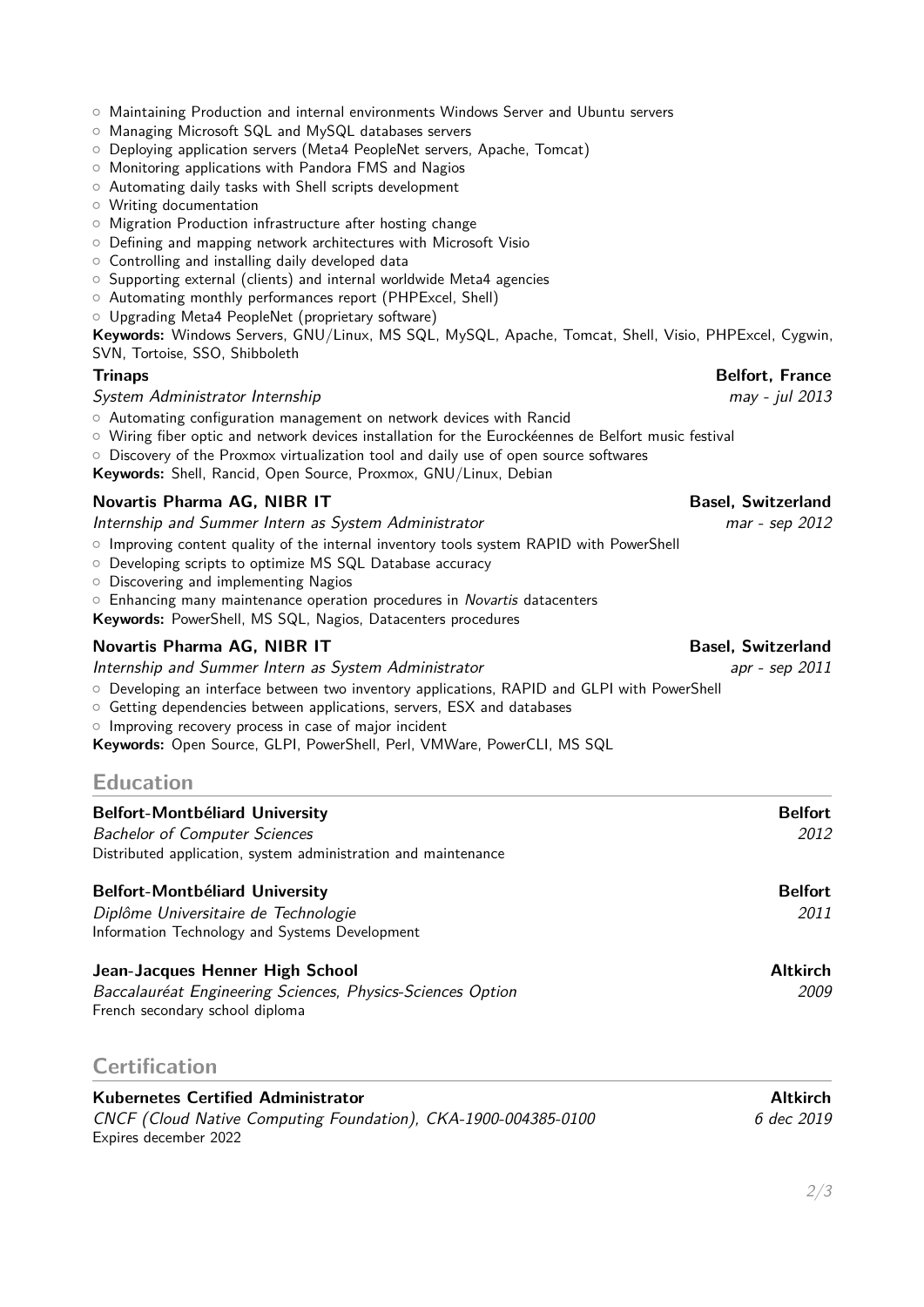- Maintaining Production and internal environments Windows Server and Ubuntu servers
- Managing Microsoft SQL and MySQL databases servers
- Deploying application servers (Meta4 PeopleNet servers, Apache, Tomcat)
- Monitoring applications with Pandora FMS and Nagios
- Automating daily tasks with Shell scripts development
- Writing documentation
- Migration Production infrastructure after hosting change
- Defining and mapping network architectures with Microsoft Visio
- Controlling and installing daily developed data
- Supporting external (clients) and internal worldwide Meta4 agencies
- Automating monthly performances report (PHPExcel, Shell)
- Upgrading Meta4 PeopleNet (proprietary software)

**Keywords:** Windows Servers, GNU/Linux, MS SQL, MySQL, Apache, Tomcat, Shell, Visio, PHPExcel, Cygwin, SVN, Tortoise, SSO, Shibboleth

**Trinaps** — **Belfort, France**
*System Administrator Internship* — *may - jul 2013*

- Automating configuration management on network devices with Rancid
- Wiring fiber optic and network devices installation for the Eurockéennes de Belfort music festival
- Discovery of the Proxmox virtualization tool and daily use of open source softwares

**Keywords:** Shell, Rancid, Open Source, Proxmox, GNU/Linux, Debian

**Novartis Pharma AG, NIBR IT** — **Basel, Switzerland**
*Internship and Summer Intern as System Administrator* — *mar - sep 2012*

- Improving content quality of the internal inventory tools system RAPID with PowerShell
- Developing scripts to optimize MS SQL Database accuracy
- Discovering and implementing Nagios
- Enhancing many maintenance operation procedures in *Novartis* datacenters

**Keywords:** PowerShell, MS SQL, Nagios, Datacenters procedures

**Novartis Pharma AG, NIBR IT** — **Basel, Switzerland**
*Internship and Summer Intern as System Administrator* — *apr - sep 2011*

- Developing an interface between two inventory applications, RAPID and GLPI with PowerShell
- Getting dependencies between applications, servers, ESX and databases
- Improving recovery process in case of major incident

**Keywords:** Open Source, GLPI, PowerShell, Perl, VMWare, PowerCLI, MS SQL

## Education

**Belfort-Montbéliard University** — **Belfort**
*Bachelor of Computer Sciences* — *2012*
Distributed application, system administration and maintenance

**Belfort-Montbéliard University** — **Belfort**
*Diplôme Universitaire de Technologie* — *2011*
Information Technology and Systems Development

**Jean-Jacques Henner High School** — **Altkirch**
*Baccalauréat Engineering Sciences, Physics-Sciences Option* — *2009*
French secondary school diploma

## Certification

**Kubernetes Certified Administrator** — **Altkirch**
*CNCF (Cloud Native Computing Foundation), CKA-1900-004385-0100* — *6 dec 2019*
Expires december 2022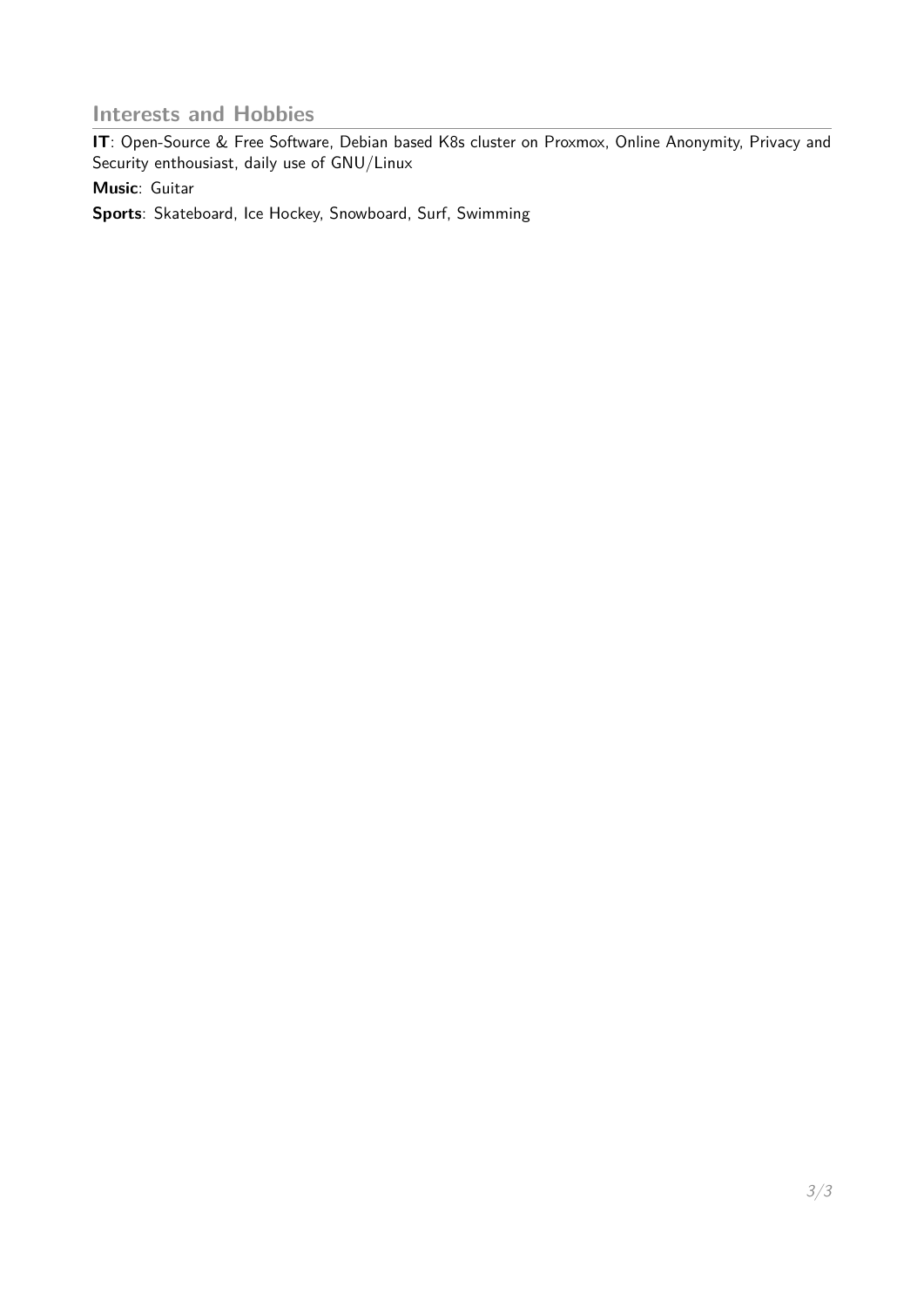## Interests and Hobbies

**IT**: Open-Source & Free Software, Debian based K8s cluster on Proxmox, Online Anonymity, Privacy and Security enthousiast, daily use of GNU/Linux

**Music**: Guitar

**Sports**: Skateboard, Ice Hockey, Snowboard, Surf, Swimming